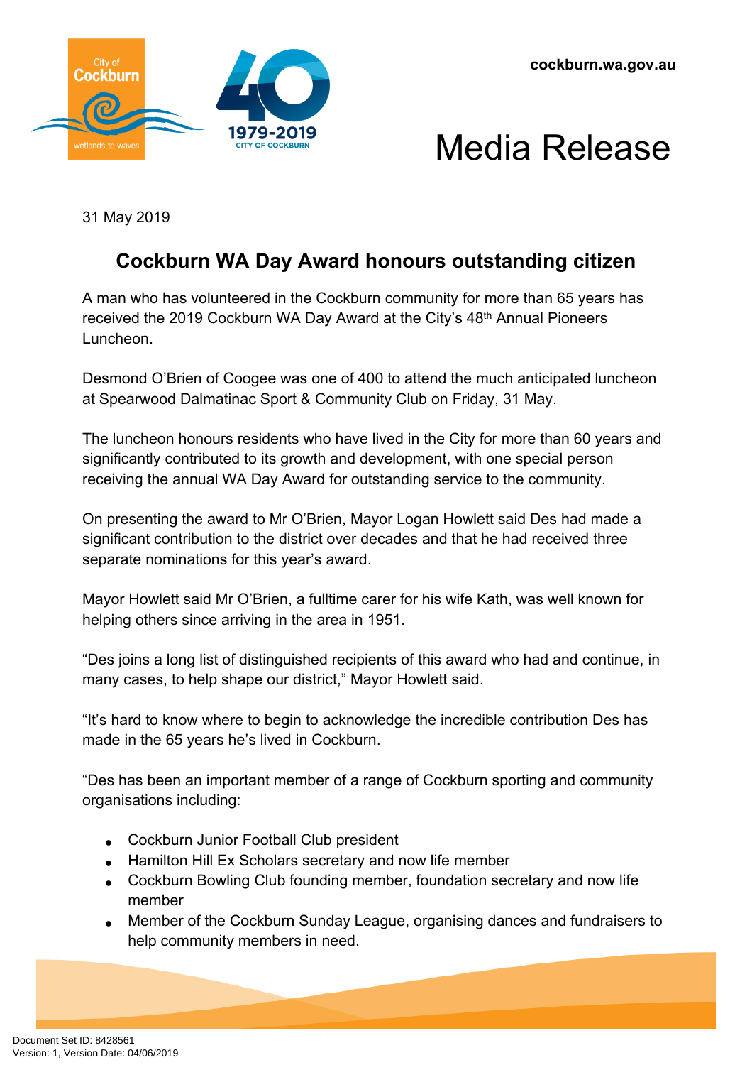cockburn.wa.gov.au

# Media Release

31 May 2019

## Cockburn WA Day Award honours outstanding citizen

A man who has volunteered in the Cockburn community for more than 65 years has received the 2019 Cockburn WA Day Award at the City's 48th Annual Pioneers Luncheon.

Desmond O'Brien of Coogee was one of 400 to attend the much anticipated luncheon at Spearwood Dalmatinac Sport & Community Club on Friday, 31 May.

The luncheon honours residents who have lived in the City for more than 60 years and significantly contributed to its growth and development, with one special person receiving the annual WA Day Award for outstanding service to the community.

On presenting the award to Mr O'Brien, Mayor Logan Howlett said Des had made a significant contribution to the district over decades and that he had received three separate nominations for this year's award.

Mayor Howlett said Mr O'Brien, a fulltime carer for his wife Kath, was well known for helping others since arriving in the area in 1951.

"Des joins a long list of distinguished recipients of this award who had and continue, in many cases, to help shape our district," Mayor Howlett said.

"It's hard to know where to begin to acknowledge the incredible contribution Des has made in the 65 years he's lived in Cockburn.

"Des has been an important member of a range of Cockburn sporting and community organisations including:

- Cockburn Junior Football Club president
- Hamilton Hill Ex Scholars secretary and now life member
- Cockburn Bowling Club founding member, foundation secretary and now life member
- Member of the Cockburn Sunday League, organising dances and fundraisers to help community members in need.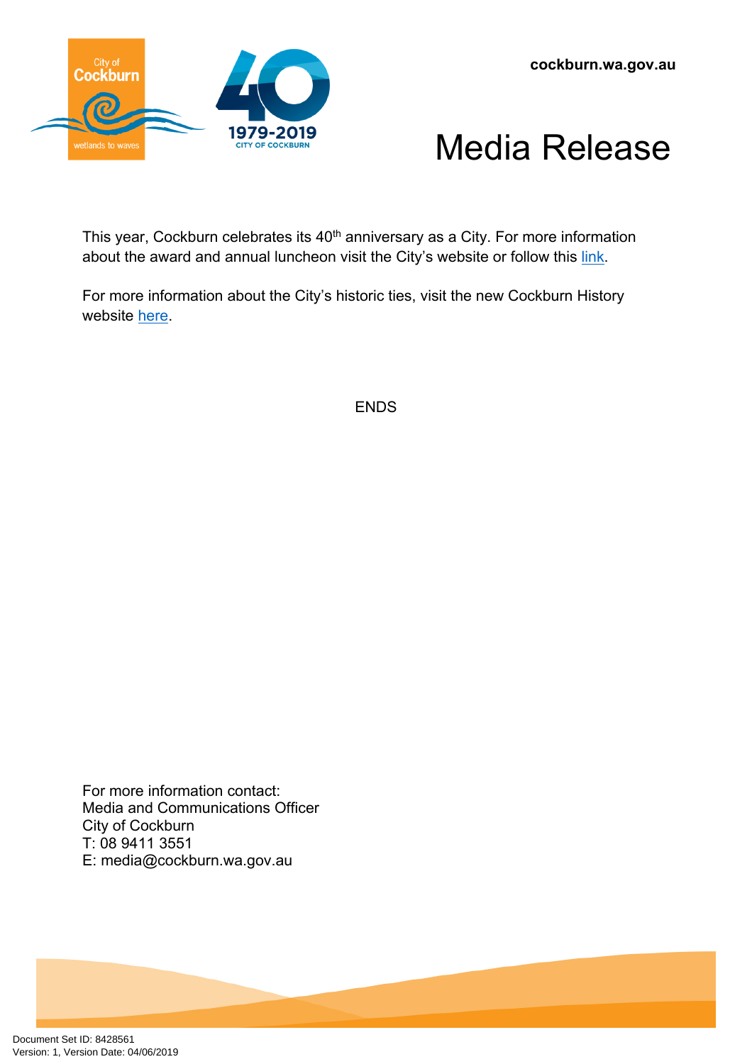This year, Cockburn celebrates its 40th anniversary as a City. For more information about the award and annual luncheon visit the City's website or follow this link.

For more information about the City's historic ties, visit the new Cockburn History website here.

ENDS

For more information contact:
Media and Communications Officer
City of Cockburn
T: 08 9411 3551
E: media@cockburn.wa.gov.au